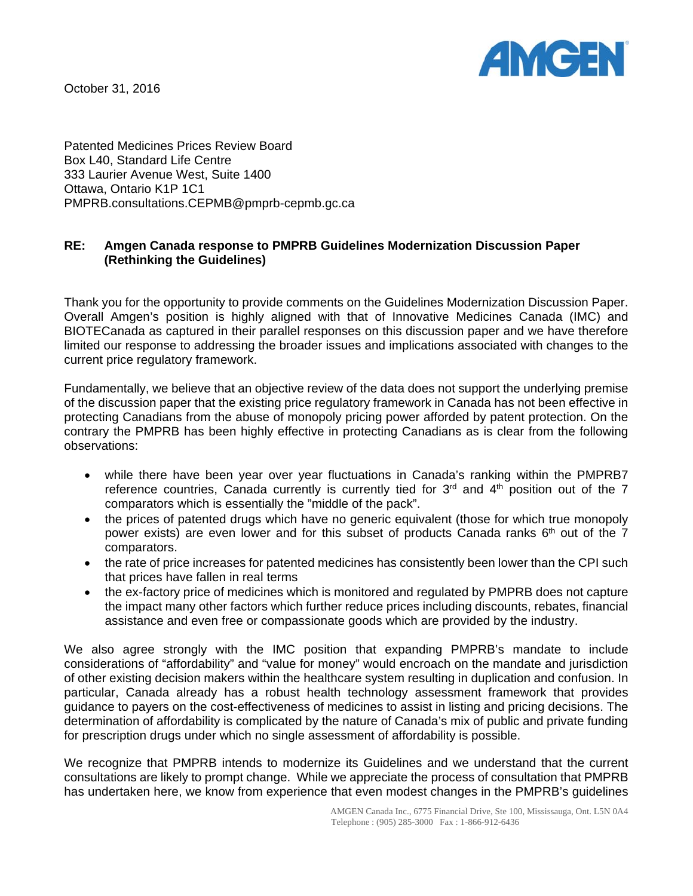October 31, 2016

Patented Medicines Prices Review Board
Box L40, Standard Life Centre
333 Laurier Avenue West, Suite 1400
Ottawa, Ontario K1P 1C1
PMPRB.consultations.CEPMB@pmprb-cepmb.gc.ca

**RE: Amgen Canada response to PMPRB Guidelines Modernization Discussion Paper (Rethinking the Guidelines)**

Thank you for the opportunity to provide comments on the Guidelines Modernization Discussion Paper. Overall Amgen's position is highly aligned with that of Innovative Medicines Canada (IMC) and BIOTECanada as captured in their parallel responses on this discussion paper and we have therefore limited our response to addressing the broader issues and implications associated with changes to the current price regulatory framework.

Fundamentally, we believe that an objective review of the data does not support the underlying premise of the discussion paper that the existing price regulatory framework in Canada has not been effective in protecting Canadians from the abuse of monopoly pricing power afforded by patent protection. On the contrary the PMPRB has been highly effective in protecting Canadians as is clear from the following observations:

- while there have been year over year fluctuations in Canada's ranking within the PMPRB7 reference countries, Canada currently is currently tied for 3rd and 4th position out of the 7 comparators which is essentially the "middle of the pack".
- the prices of patented drugs which have no generic equivalent (those for which true monopoly power exists) are even lower and for this subset of products Canada ranks 6th out of the 7 comparators.
- the rate of price increases for patented medicines has consistently been lower than the CPI such that prices have fallen in real terms
- the ex-factory price of medicines which is monitored and regulated by PMPRB does not capture the impact many other factors which further reduce prices including discounts, rebates, financial assistance and even free or compassionate goods which are provided by the industry.

We also agree strongly with the IMC position that expanding PMPRB's mandate to include considerations of "affordability" and "value for money" would encroach on the mandate and jurisdiction of other existing decision makers within the healthcare system resulting in duplication and confusion. In particular, Canada already has a robust health technology assessment framework that provides guidance to payers on the cost-effectiveness of medicines to assist in listing and pricing decisions. The determination of affordability is complicated by the nature of Canada's mix of public and private funding for prescription drugs under which no single assessment of affordability is possible.

We recognize that PMPRB intends to modernize its Guidelines and we understand that the current consultations are likely to prompt change. While we appreciate the process of consultation that PMPRB has undertaken here, we know from experience that even modest changes in the PMPRB's guidelines

AMGEN Canada Inc., 6775 Financial Drive, Ste 100, Mississauga, Ont. L5N 0A4
Telephone : (905) 285-3000 Fax : 1-866-912-6436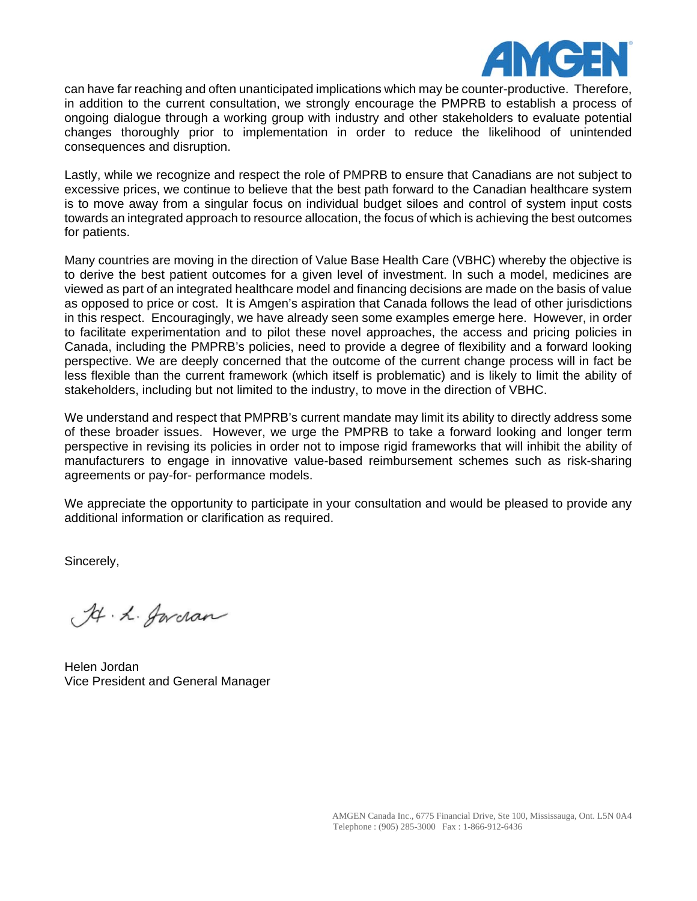can have far reaching and often unanticipated implications which may be counter-productive. Therefore, in addition to the current consultation, we strongly encourage the PMPRB to establish a process of ongoing dialogue through a working group with industry and other stakeholders to evaluate potential changes thoroughly prior to implementation in order to reduce the likelihood of unintended consequences and disruption.

Lastly, while we recognize and respect the role of PMPRB to ensure that Canadians are not subject to excessive prices, we continue to believe that the best path forward to the Canadian healthcare system is to move away from a singular focus on individual budget siloes and control of system input costs towards an integrated approach to resource allocation, the focus of which is achieving the best outcomes for patients.

Many countries are moving in the direction of Value Base Health Care (VBHC) whereby the objective is to derive the best patient outcomes for a given level of investment. In such a model, medicines are viewed as part of an integrated healthcare model and financing decisions are made on the basis of value as opposed to price or cost. It is Amgen's aspiration that Canada follows the lead of other jurisdictions in this respect. Encouragingly, we have already seen some examples emerge here. However, in order to facilitate experimentation and to pilot these novel approaches, the access and pricing policies in Canada, including the PMPRB's policies, need to provide a degree of flexibility and a forward looking perspective. We are deeply concerned that the outcome of the current change process will in fact be less flexible than the current framework (which itself is problematic) and is likely to limit the ability of stakeholders, including but not limited to the industry, to move in the direction of VBHC.

We understand and respect that PMPRB's current mandate may limit its ability to directly address some of these broader issues. However, we urge the PMPRB to take a forward looking and longer term perspective in revising its policies in order not to impose rigid frameworks that will inhibit the ability of manufacturers to engage in innovative value-based reimbursement schemes such as risk-sharing agreements or pay-for- performance models.

We appreciate the opportunity to participate in your consultation and would be pleased to provide any additional information or clarification as required.

Sincerely,

H. L. Jordan

Helen Jordan
Vice President and General Manager

AMGEN Canada Inc., 6775 Financial Drive, Ste 100, Mississauga, Ont. L5N 0A4
Telephone : (905) 285-3000 Fax : 1-866-912-6436